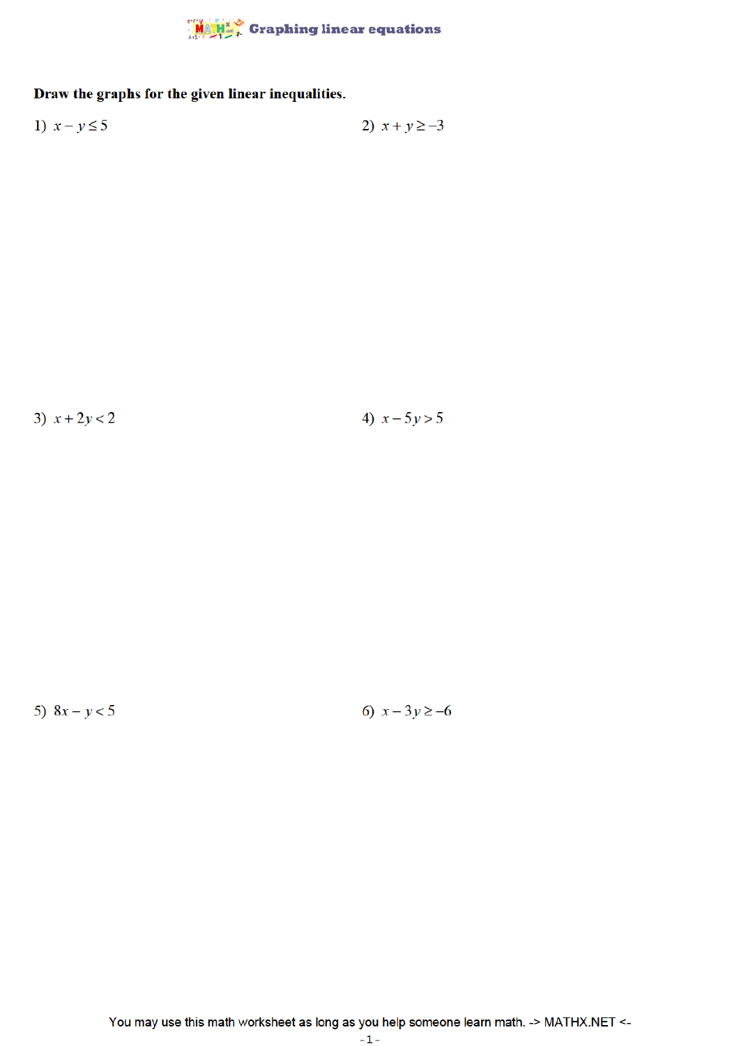# Graphing linear equations

**Draw the graphs for the given linear inequalities.**

1) $x - y \leq 5$

2) $x + y \geq -3$

3) $x + 2y < 2$

4) $x - 5y > 5$

5) $8x - y < 5$

6) $x - 3y \geq -6$

You may use this math worksheet as long as you help someone learn math. -> MATHX.NET <-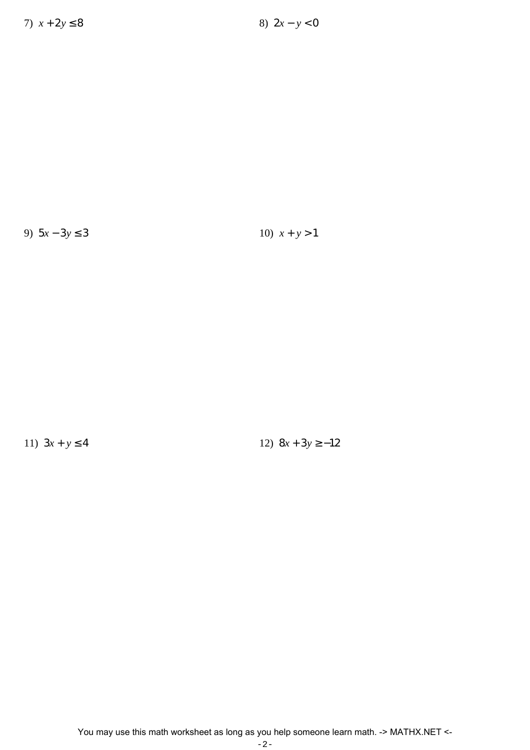7) $x + 2y \leq 8$

8) $2x - y < 0$

9) $5x - 3y \leq 3$

10) $x + y > 1$

11) $3x + y \leq 4$

12) $8x + 3y \geq -12$

You may use this math worksheet as long as you help someone learn math. -> MATHX.NET <-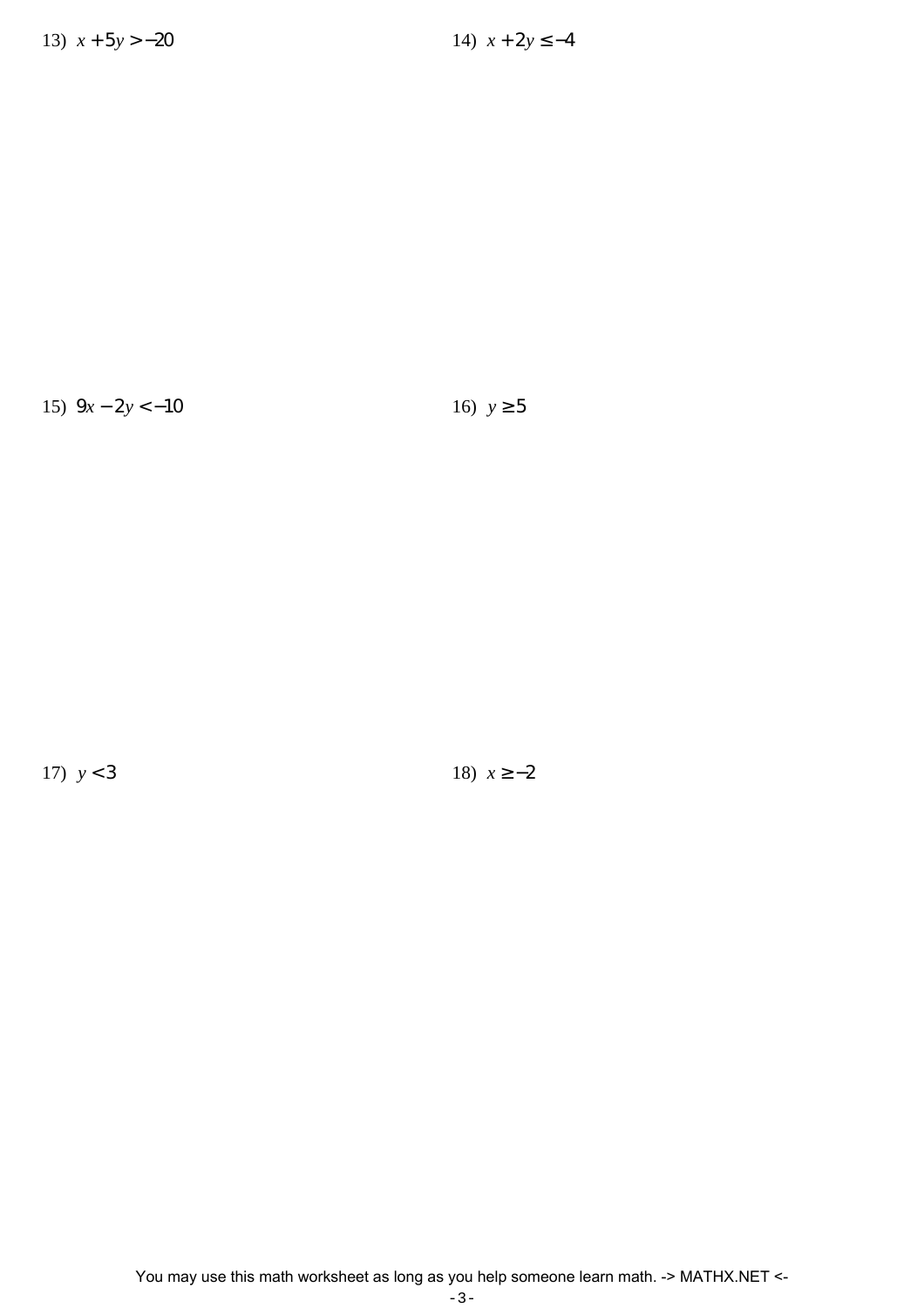13) $x + 5y > -20$

14) $x + 2y \leq -4$

15) $9x - 2y < -10$

16) $y \geq 5$

17) $y < 3$

18) $x \geq -2$

You may use this math worksheet as long as you help someone learn math. -> MATHX.NET <-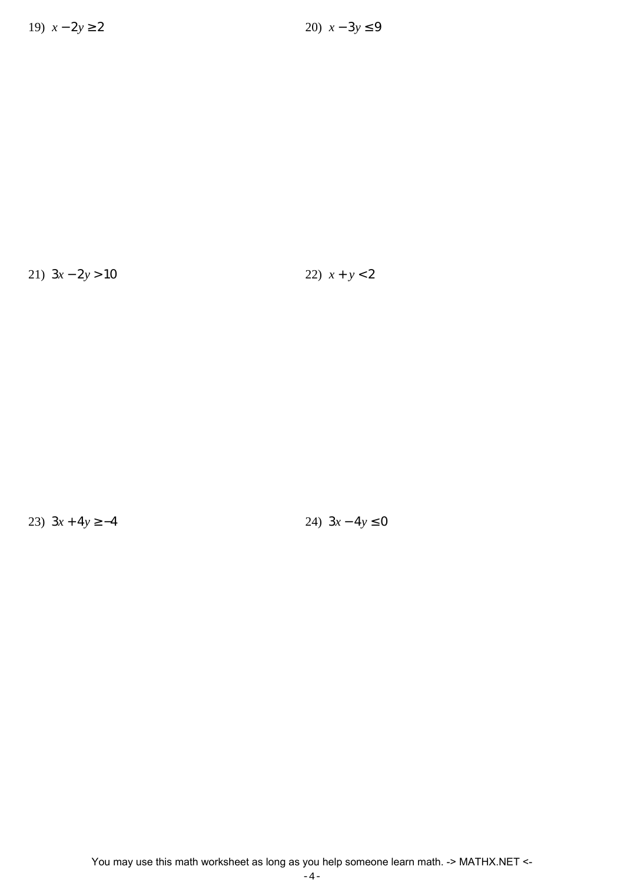19) $x - 2y \geq 2$

20) $x - 3y \leq 9$

21) $3x - 2y > 10$

22) $x + y < 2$

23) $3x + 4y \geq -4$

24) $3x - 4y \leq 0$

You may use this math worksheet as long as you help someone learn math. -> MATHX.NET <-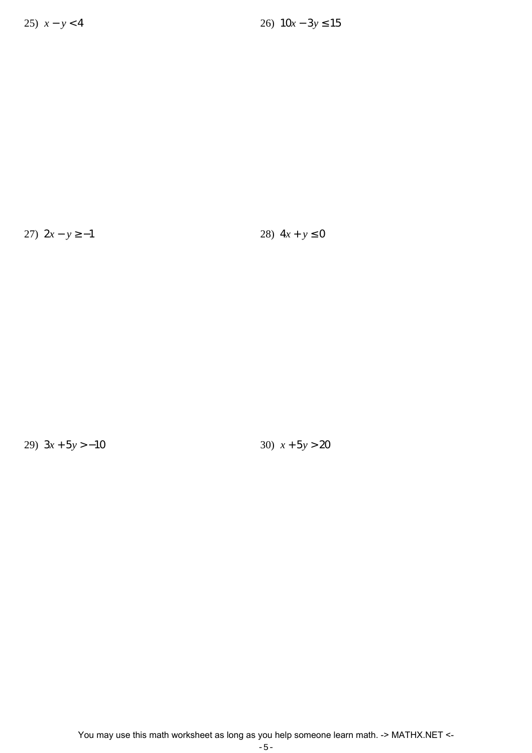25) $x - y < 4$

26) $10x - 3y \leq 15$

27) $2x - y \geq -1$

28) $4x + y \leq 0$

29) $3x + 5y > -10$

30) $x + 5y > 20$

You may use this math worksheet as long as you help someone learn math. -> MATHX.NET <-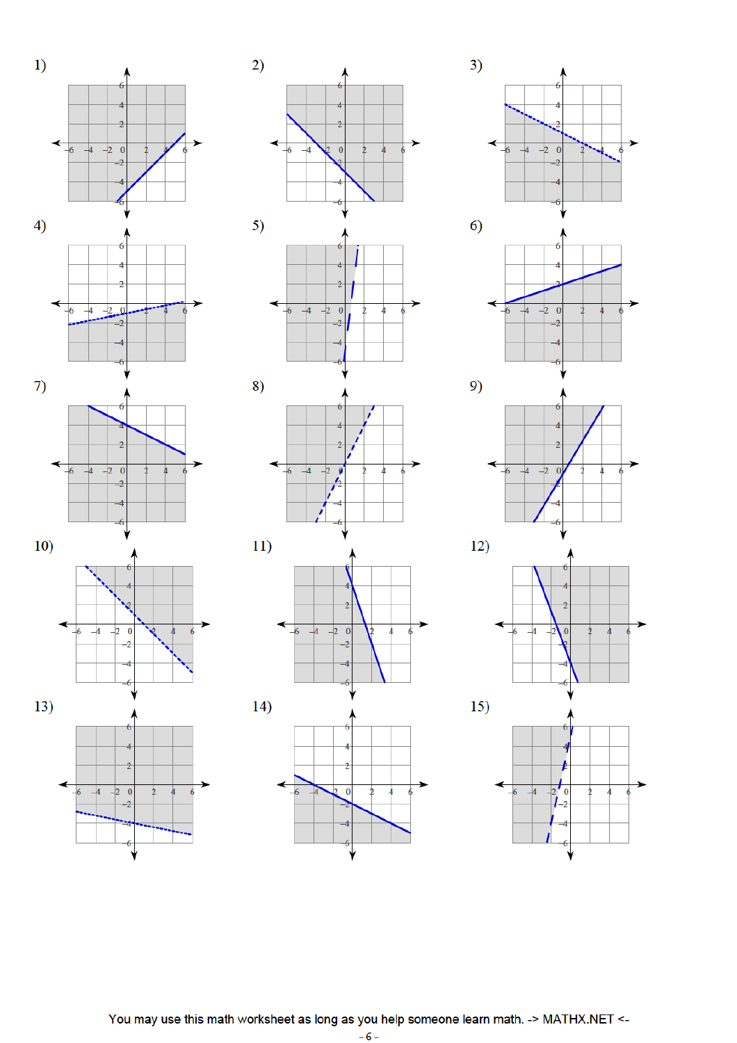1)

2)

3)

4)

5)

6)

7)

8)

9)

10)

11)

12)

13)

14)

15)

You may use this math worksheet as long as you help someone learn math. -> MATHX.NET <-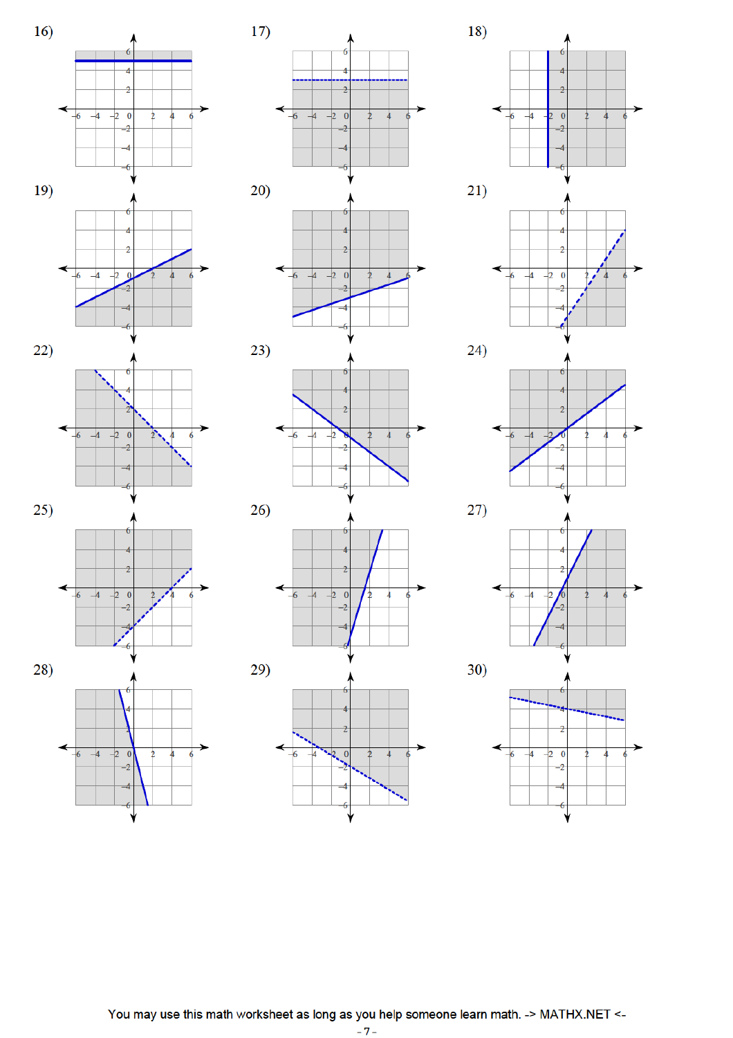16)

17)

18)

19)

20)

21)

22)

23)

24)

25)

26)

27)

28)

29)

30)

You may use this math worksheet as long as you help someone learn math. -> MATHX.NET <-